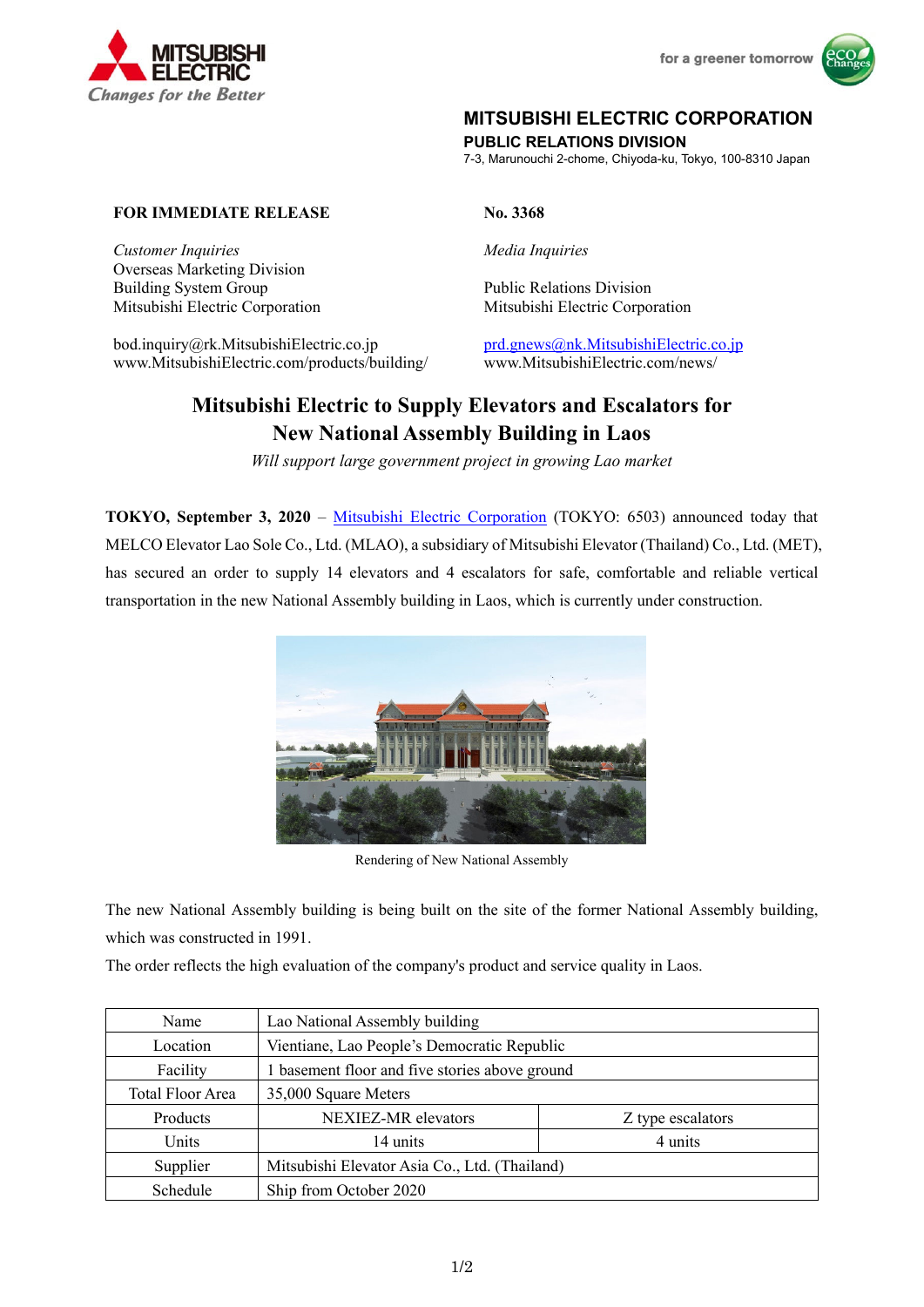MITSUBISHI ELECTRIC
*Changes for the Better*

for a greener tomorrow

**MITSUBISHI ELECTRIC CORPORATION**
**PUBLIC RELATIONS DIVISION**
7-3, Marunouchi 2-chome, Chiyoda-ku, Tokyo, 100-8310 Japan

**FOR IMMEDIATE RELEASE**

**No. 3368**

*Customer Inquiries*
Overseas Marketing Division
Building System Group
Mitsubishi Electric Corporation

bod.inquiry@rk.MitsubishiElectric.co.jp
www.MitsubishiElectric.com/products/building/

*Media Inquiries*

Public Relations Division
Mitsubishi Electric Corporation

prd.gnews@nk.MitsubishiElectric.co.jp
www.MitsubishiElectric.com/news/

# Mitsubishi Electric to Supply Elevators and Escalators for New National Assembly Building in Laos

*Will support large government project in growing Lao market*

**TOKYO, September 3, 2020** – Mitsubishi Electric Corporation (TOKYO: 6503) announced today that MELCO Elevator Lao Sole Co., Ltd. (MLAO), a subsidiary of Mitsubishi Elevator (Thailand) Co., Ltd. (MET), has secured an order to supply 14 elevators and 4 escalators for safe, comfortable and reliable vertical transportation in the new National Assembly building in Laos, which is currently under construction.

Rendering of New National Assembly

The new National Assembly building is being built on the site of the former National Assembly building, which was constructed in 1991.
The order reflects the high evaluation of the company's product and service quality in Laos.

| Name | Lao National Assembly building | |
|---|---|---|
| Location | Vientiane, Lao People's Democratic Republic | |
| Facility | 1 basement floor and five stories above ground | |
| Total Floor Area | 35,000 Square Meters | |
| Products | NEXIEZ-MR elevators | Z type escalators |
| Units | 14 units | 4 units |
| Supplier | Mitsubishi Elevator Asia Co., Ltd. (Thailand) | |
| Schedule | Ship from October 2020 | |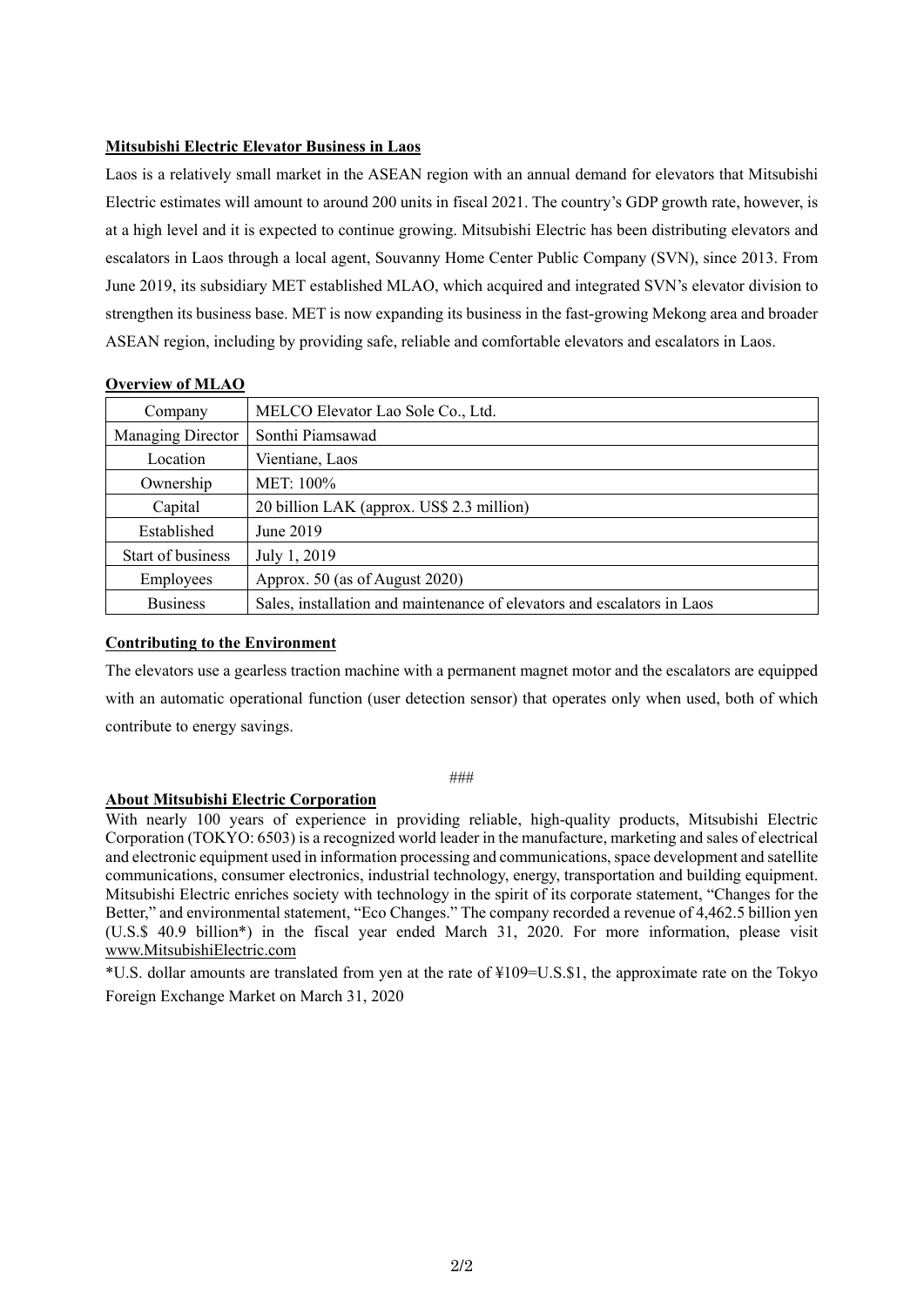**Mitsubishi Electric Elevator Business in Laos**

Laos is a relatively small market in the ASEAN region with an annual demand for elevators that Mitsubishi Electric estimates will amount to around 200 units in fiscal 2021. The country's GDP growth rate, however, is at a high level and it is expected to continue growing. Mitsubishi Electric has been distributing elevators and escalators in Laos through a local agent, Souvanny Home Center Public Company (SVN), since 2013. From June 2019, its subsidiary MET established MLAO, which acquired and integrated SVN's elevator division to strengthen its business base. MET is now expanding its business in the fast-growing Mekong area and broader ASEAN region, including by providing safe, reliable and comfortable elevators and escalators in Laos.

**Overview of MLAO**

| | |
|---|---|
| Company | MELCO Elevator Lao Sole Co., Ltd. |
| Managing Director | Sonthi Piamsawad |
| Location | Vientiane, Laos |
| Ownership | MET: 100% |
| Capital | 20 billion LAK (approx. US$ 2.3 million) |
| Established | June 2019 |
| Start of business | July 1, 2019 |
| Employees | Approx. 50 (as of August 2020) |
| Business | Sales, installation and maintenance of elevators and escalators in Laos |

**Contributing to the Environment**

The elevators use a gearless traction machine with a permanent magnet motor and the escalators are equipped with an automatic operational function (user detection sensor) that operates only when used, both of which contribute to energy savings.

###

**About Mitsubishi Electric Corporation**

With nearly 100 years of experience in providing reliable, high-quality products, Mitsubishi Electric Corporation (TOKYO: 6503) is a recognized world leader in the manufacture, marketing and sales of electrical and electronic equipment used in information processing and communications, space development and satellite communications, consumer electronics, industrial technology, energy, transportation and building equipment. Mitsubishi Electric enriches society with technology in the spirit of its corporate statement, "Changes for the Better," and environmental statement, "Eco Changes." The company recorded a revenue of 4,462.5 billion yen (U.S.$ 40.9 billion*) in the fiscal year ended March 31, 2020. For more information, please visit www.MitsubishiElectric.com

*U.S. dollar amounts are translated from yen at the rate of ¥109=U.S.$1, the approximate rate on the Tokyo Foreign Exchange Market on March 31, 2020